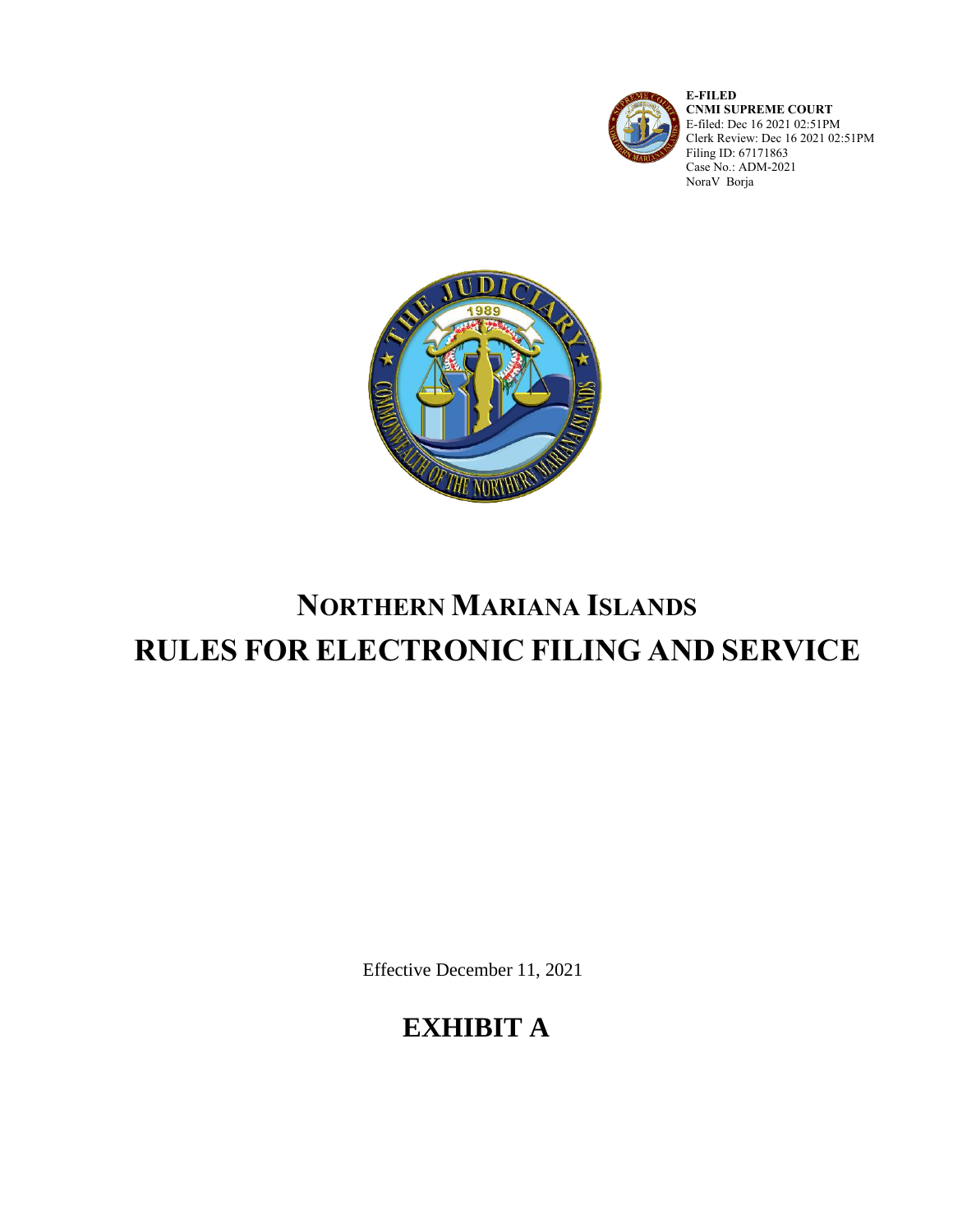**E-FILED**
**CNMI SUPREME COURT**
E-filed: Dec 16 2021 02:51PM
Clerk Review: Dec 16 2021 02:51PM
Filing ID: 67171863
Case No.: ADM-2021
NoraV Borja

# NORTHERN MARIANA ISLANDS
# RULES FOR ELECTRONIC FILING AND SERVICE

Effective December 11, 2021

## EXHIBIT A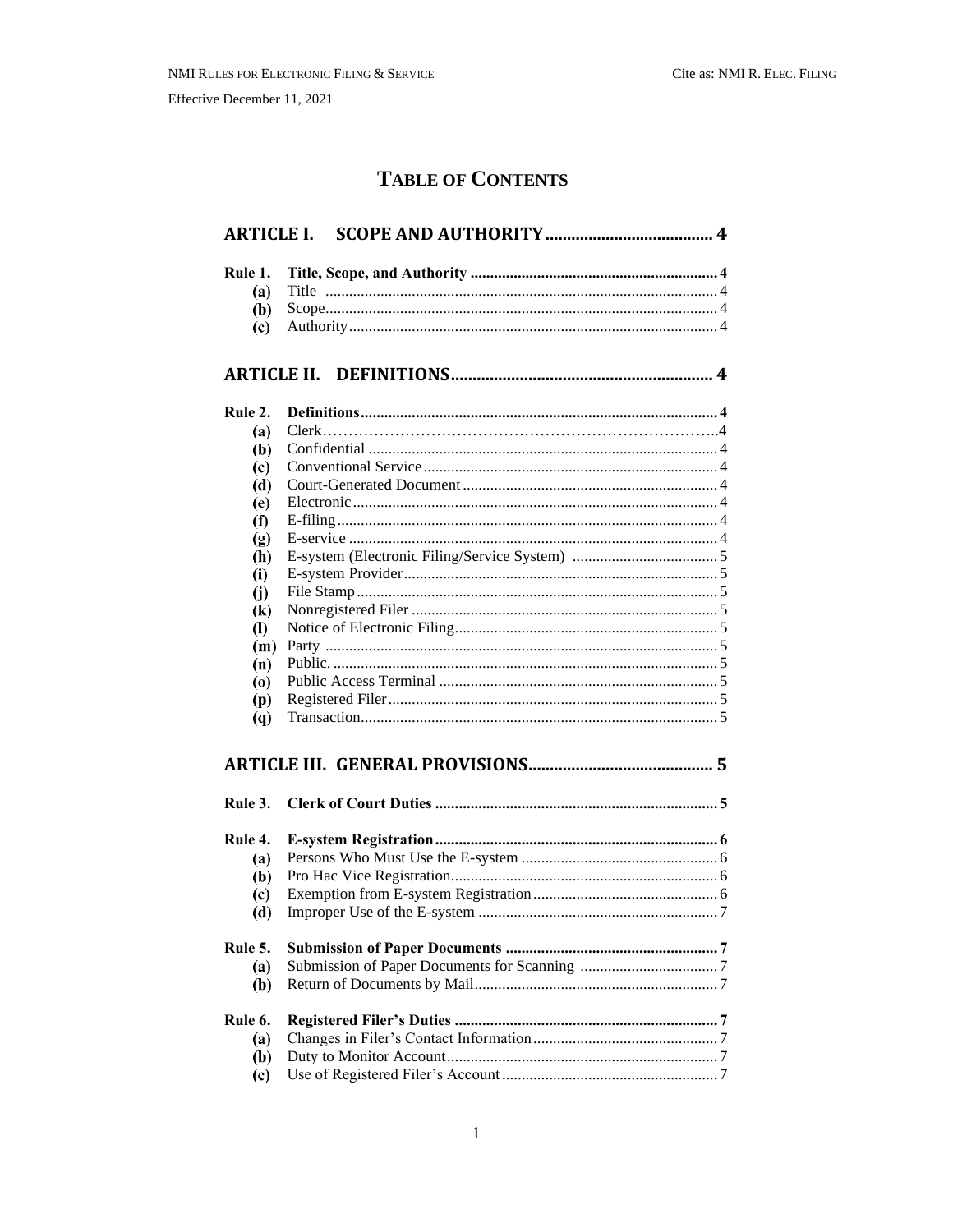# TABLE OF CONTENTS

**ARTICLE I. SCOPE AND AUTHORITY ........................................ 4**

**Rule 1. Title, Scope, and Authority ........................................ 4**
- **(a)** Title ........................................ 4
- **(b)** Scope ........................................ 4
- **(c)** Authority ........................................ 4

**ARTICLE II. DEFINITIONS ........................................ 4**

**Rule 2. Definitions ........................................ 4**
- **(a)** Clerk ........................................ 4
- **(b)** Confidential ........................................ 4
- **(c)** Conventional Service ........................................ 4
- **(d)** Court-Generated Document ........................................ 4
- **(e)** Electronic ........................................ 4
- **(f)** E-filing ........................................ 4
- **(g)** E-service ........................................ 4
- **(h)** E-system (Electronic Filing/Service System) ........................................ 5
- **(i)** E-system Provider ........................................ 5
- **(j)** File Stamp ........................................ 5
- **(k)** Nonregistered Filer ........................................ 5
- **(l)** Notice of Electronic Filing ........................................ 5
- **(m)** Party ........................................ 5
- **(n)** Public. ........................................ 5
- **(o)** Public Access Terminal ........................................ 5
- **(p)** Registered Filer ........................................ 5
- **(q)** Transaction ........................................ 5

**ARTICLE III. GENERAL PROVISIONS ........................................ 5**

**Rule 3. Clerk of Court Duties ........................................ 5**

**Rule 4. E-system Registration ........................................ 6**
- **(a)** Persons Who Must Use the E-system ........................................ 6
- **(b)** Pro Hac Vice Registration ........................................ 6
- **(c)** Exemption from E-system Registration ........................................ 6
- **(d)** Improper Use of the E-system ........................................ 7

**Rule 5. Submission of Paper Documents ........................................ 7**
- **(a)** Submission of Paper Documents for Scanning ........................................ 7
- **(b)** Return of Documents by Mail ........................................ 7

**Rule 6. Registered Filer's Duties ........................................ 7**
- **(a)** Changes in Filer's Contact Information ........................................ 7
- **(b)** Duty to Monitor Account ........................................ 7
- **(c)** Use of Registered Filer's Account ........................................ 7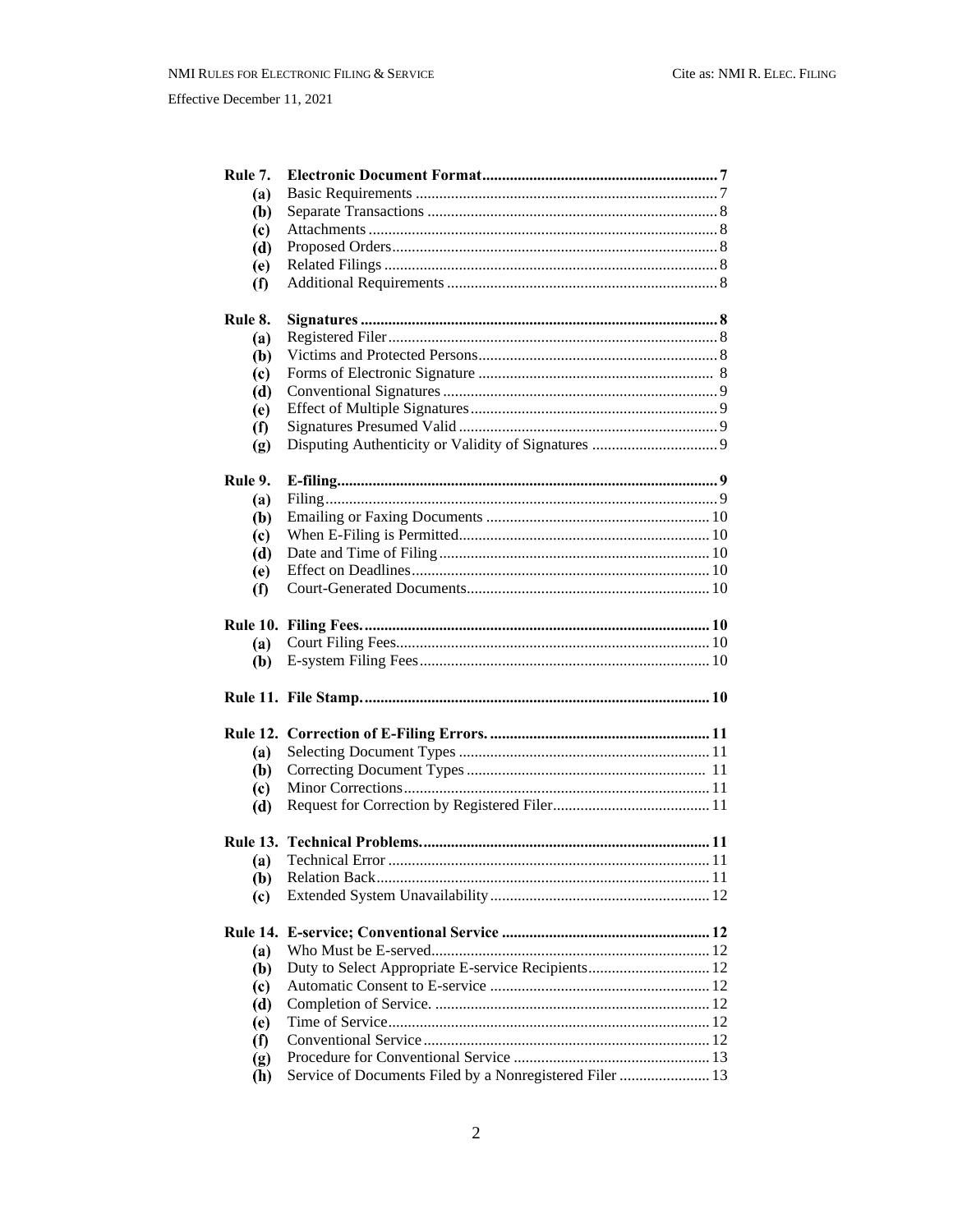| | | |
|---|---|---|
| **Rule 7.** | **Electronic Document Format** | **7** |
| **(a)** | Basic Requirements | 7 |
| **(b)** | Separate Transactions | 8 |
| **(c)** | Attachments | 8 |
| **(d)** | Proposed Orders | 8 |
| **(e)** | Related Filings | 8 |
| **(f)** | Additional Requirements | 8 |
| **Rule 8.** | **Signatures** | **8** |
| **(a)** | Registered Filer | 8 |
| **(b)** | Victims and Protected Persons | 8 |
| **(c)** | Forms of Electronic Signature | 8 |
| **(d)** | Conventional Signatures | 9 |
| **(e)** | Effect of Multiple Signatures | 9 |
| **(f)** | Signatures Presumed Valid | 9 |
| **(g)** | Disputing Authenticity or Validity of Signatures | 9 |
| **Rule 9.** | **E-filing** | **9** |
| **(a)** | Filing | 9 |
| **(b)** | Emailing or Faxing Documents | 10 |
| **(c)** | When E-Filing is Permitted | 10 |
| **(d)** | Date and Time of Filing | 10 |
| **(e)** | Effect on Deadlines | 10 |
| **(f)** | Court-Generated Documents | 10 |
| **Rule 10.** | **Filing Fees.** | **10** |
| **(a)** | Court Filing Fees | 10 |
| **(b)** | E-system Filing Fees | 10 |
| **Rule 11.** | **File Stamp.** | **10** |
| **Rule 12.** | **Correction of E-Filing Errors.** | **11** |
| **(a)** | Selecting Document Types | 11 |
| **(b)** | Correcting Document Types | 11 |
| **(c)** | Minor Corrections | 11 |
| **(d)** | Request for Correction by Registered Filer | 11 |
| **Rule 13.** | **Technical Problems.** | **11** |
| **(a)** | Technical Error | 11 |
| **(b)** | Relation Back | 11 |
| **(c)** | Extended System Unavailability | 12 |
| **Rule 14.** | **E-service; Conventional Service** | **12** |
| **(a)** | Who Must be E-served | 12 |
| **(b)** | Duty to Select Appropriate E-service Recipients | 12 |
| **(c)** | Automatic Consent to E-service | 12 |
| **(d)** | Completion of Service. | 12 |
| **(e)** | Time of Service | 12 |
| **(f)** | Conventional Service | 12 |
| **(g)** | Procedure for Conventional Service | 13 |
| **(h)** | Service of Documents Filed by a Nonregistered Filer | 13 |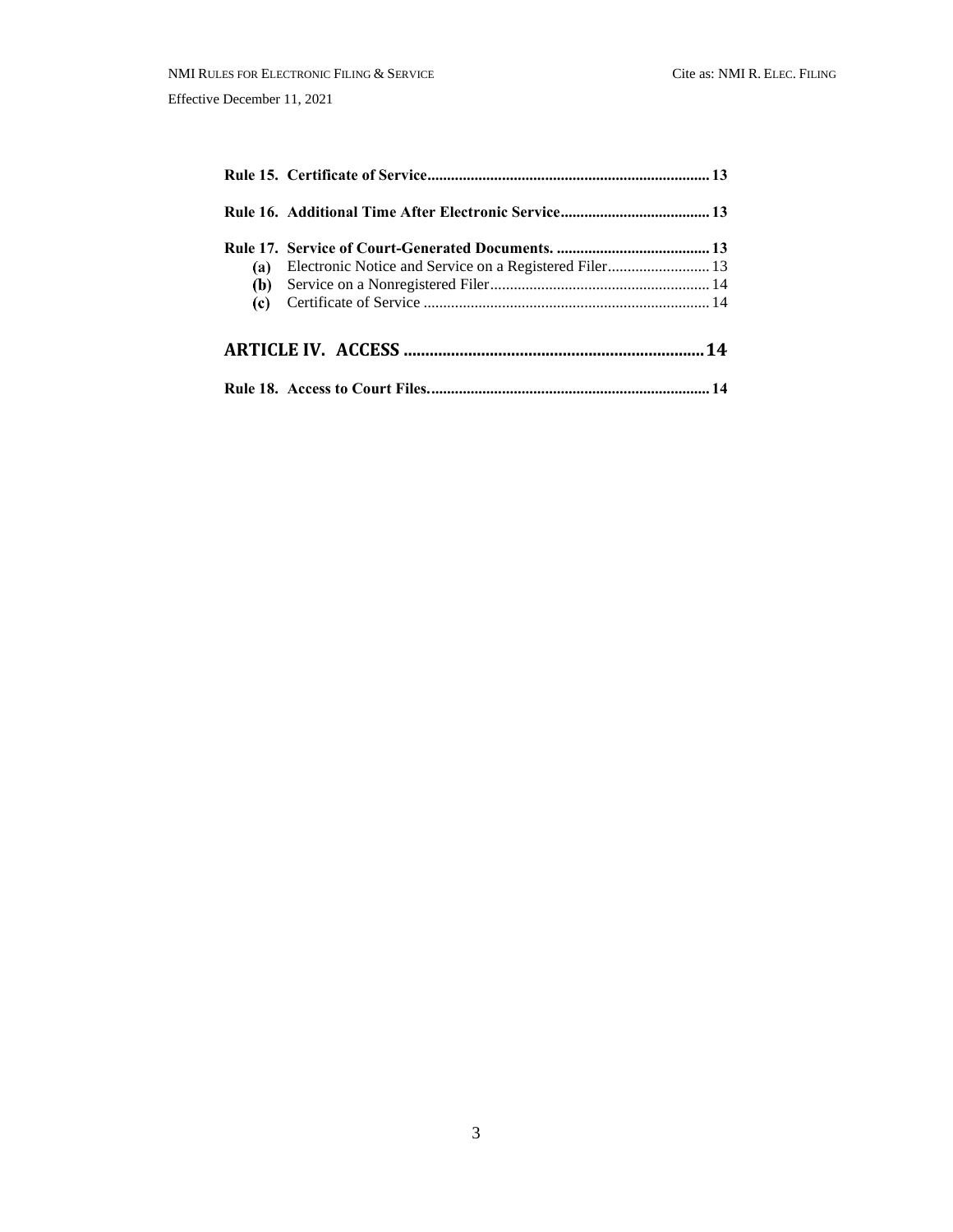**Rule 15. Certificate of Service....................................................................... 13**

**Rule 16. Additional Time After Electronic Service...................................... 13**

**Rule 17. Service of Court-Generated Documents. ....................................... 13**

**(a)** Electronic Notice and Service on a Registered Filer.......................... 13
**(b)** Service on a Nonregistered Filer....................................................... 14
**(c)** Certificate of Service ........................................................................ 14

**ARTICLE IV. ACCESS ....................................................................... 14**

**Rule 18. Access to Court Files....................................................................... 14**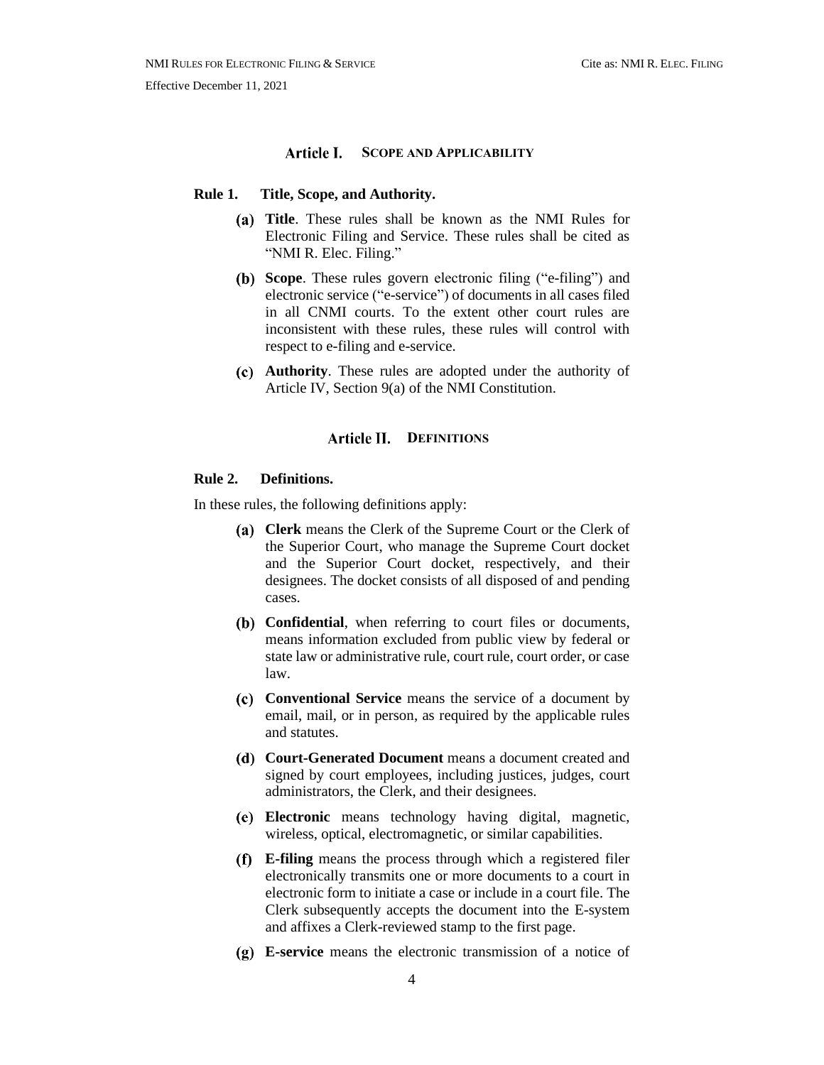## Article I. SCOPE AND APPLICABILITY

### Rule 1. Title, Scope, and Authority.

(a) **Title**. These rules shall be known as the NMI Rules for Electronic Filing and Service. These rules shall be cited as "NMI R. Elec. Filing."

(b) **Scope**. These rules govern electronic filing ("e-filing") and electronic service ("e-service") of documents in all cases filed in all CNMI courts. To the extent other court rules are inconsistent with these rules, these rules will control with respect to e-filing and e-service.

(c) **Authority**. These rules are adopted under the authority of Article IV, Section 9(a) of the NMI Constitution.

## Article II. DEFINITIONS

### Rule 2. Definitions.

In these rules, the following definitions apply:

(a) **Clerk** means the Clerk of the Supreme Court or the Clerk of the Superior Court, who manage the Supreme Court docket and the Superior Court docket, respectively, and their designees. The docket consists of all disposed of and pending cases.

(b) **Confidential**, when referring to court files or documents, means information excluded from public view by federal or state law or administrative rule, court rule, court order, or case law.

(c) **Conventional Service** means the service of a document by email, mail, or in person, as required by the applicable rules and statutes.

(d) **Court-Generated Document** means a document created and signed by court employees, including justices, judges, court administrators, the Clerk, and their designees.

(e) **Electronic** means technology having digital, magnetic, wireless, optical, electromagnetic, or similar capabilities.

(f) **E-filing** means the process through which a registered filer electronically transmits one or more documents to a court in electronic form to initiate a case or include in a court file. The Clerk subsequently accepts the document into the E-system and affixes a Clerk-reviewed stamp to the first page.

(g) **E-service** means the electronic transmission of a notice of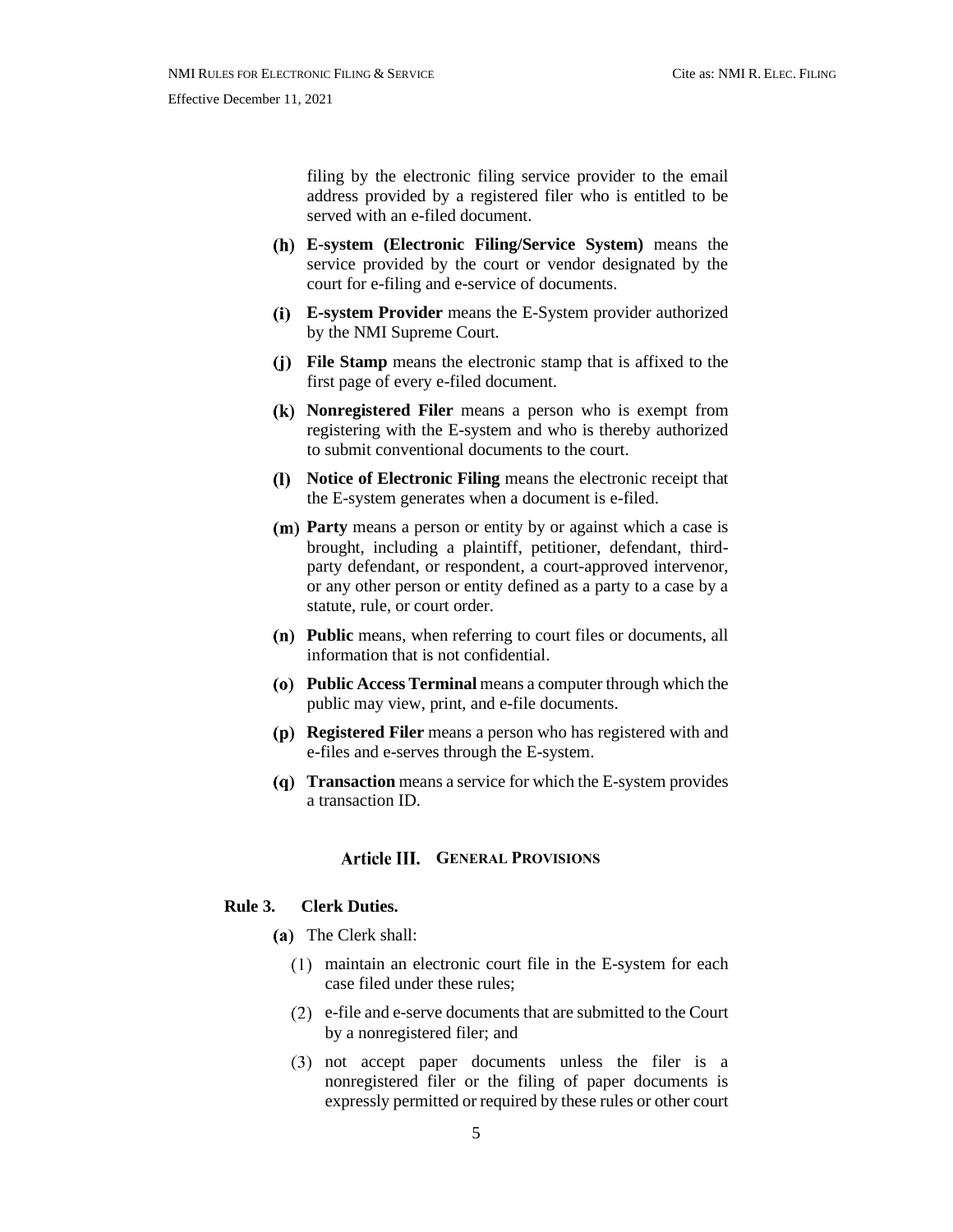filing by the electronic filing service provider to the email address provided by a registered filer who is entitled to be served with an e-filed document.

(h) **E-system (Electronic Filing/Service System)** means the service provided by the court or vendor designated by the court for e-filing and e-service of documents.

(i) **E-system Provider** means the E-System provider authorized by the NMI Supreme Court.

(j) **File Stamp** means the electronic stamp that is affixed to the first page of every e-filed document.

(k) **Nonregistered Filer** means a person who is exempt from registering with the E-system and who is thereby authorized to submit conventional documents to the court.

(l) **Notice of Electronic Filing** means the electronic receipt that the E-system generates when a document is e-filed.

(m) **Party** means a person or entity by or against which a case is brought, including a plaintiff, petitioner, defendant, third-party defendant, or respondent, a court-approved intervenor, or any other person or entity defined as a party to a case by a statute, rule, or court order.

(n) **Public** means, when referring to court files or documents, all information that is not confidential.

(o) **Public Access Terminal** means a computer through which the public may view, print, and e-file documents.

(p) **Registered Filer** means a person who has registered with and e-files and e-serves through the E-system.

(q) **Transaction** means a service for which the E-system provides a transaction ID.

## Article III. General Provisions

### Rule 3. Clerk Duties.

(a) The Clerk shall:

(1) maintain an electronic court file in the E-system for each case filed under these rules;

(2) e-file and e-serve documents that are submitted to the Court by a nonregistered filer; and

(3) not accept paper documents unless the filer is a nonregistered filer or the filing of paper documents is expressly permitted or required by these rules or other court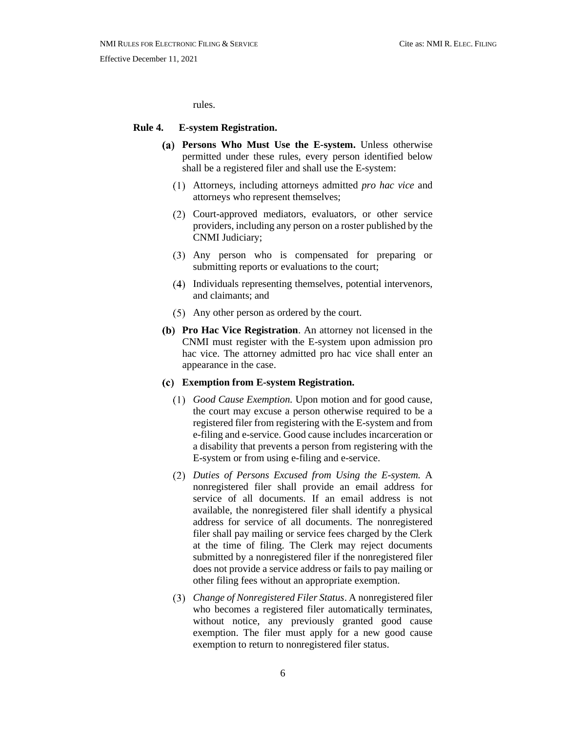rules.

## Rule 4. E-system Registration.

**(a) Persons Who Must Use the E-system.** Unless otherwise permitted under these rules, every person identified below shall be a registered filer and shall use the E-system:

(1) Attorneys, including attorneys admitted *pro hac vice* and attorneys who represent themselves;

(2) Court-approved mediators, evaluators, or other service providers, including any person on a roster published by the CNMI Judiciary;

(3) Any person who is compensated for preparing or submitting reports or evaluations to the court;

(4) Individuals representing themselves, potential intervenors, and claimants; and

(5) Any other person as ordered by the court.

**(b) Pro Hac Vice Registration**. An attorney not licensed in the CNMI must register with the E-system upon admission pro hac vice. The attorney admitted pro hac vice shall enter an appearance in the case.

**(c) Exemption from E-system Registration.**

(1) *Good Cause Exemption.* Upon motion and for good cause, the court may excuse a person otherwise required to be a registered filer from registering with the E-system and from e-filing and e-service. Good cause includes incarceration or a disability that prevents a person from registering with the E-system or from using e-filing and e-service.

(2) *Duties of Persons Excused from Using the E-system.* A nonregistered filer shall provide an email address for service of all documents. If an email address is not available, the nonregistered filer shall identify a physical address for service of all documents. The nonregistered filer shall pay mailing or service fees charged by the Clerk at the time of filing. The Clerk may reject documents submitted by a nonregistered filer if the nonregistered filer does not provide a service address or fails to pay mailing or other filing fees without an appropriate exemption.

(3) *Change of Nonregistered Filer Status*. A nonregistered filer who becomes a registered filer automatically terminates, without notice, any previously granted good cause exemption. The filer must apply for a new good cause exemption to return to nonregistered filer status.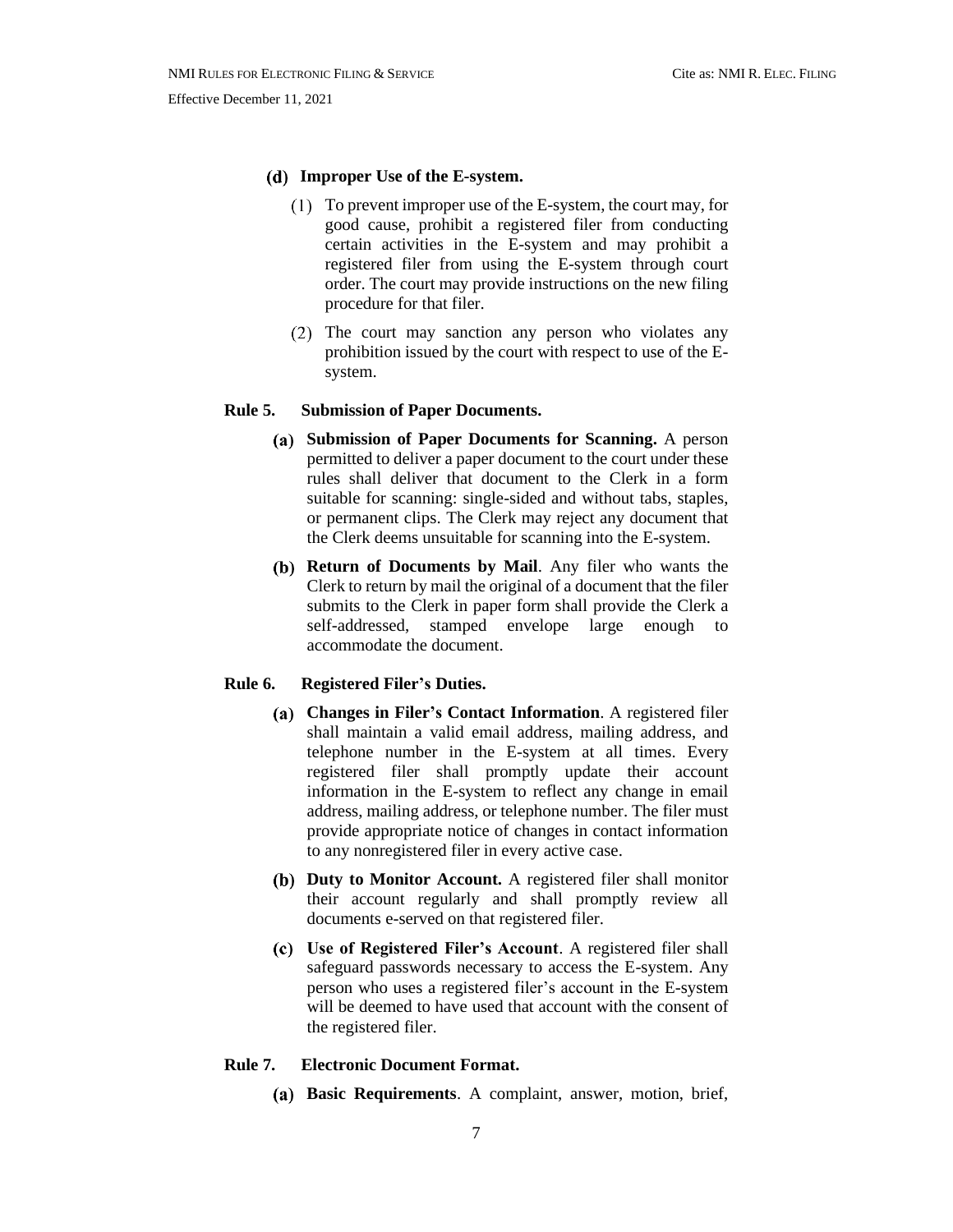**(d) Improper Use of the E-system.**

(1) To prevent improper use of the E-system, the court may, for good cause, prohibit a registered filer from conducting certain activities in the E-system and may prohibit a registered filer from using the E-system through court order. The court may provide instructions on the new filing procedure for that filer.

(2) The court may sanction any person who violates any prohibition issued by the court with respect to use of the E-system.

## Rule 5. Submission of Paper Documents.

**(a) Submission of Paper Documents for Scanning.** A person permitted to deliver a paper document to the court under these rules shall deliver that document to the Clerk in a form suitable for scanning: single-sided and without tabs, staples, or permanent clips. The Clerk may reject any document that the Clerk deems unsuitable for scanning into the E-system.

**(b) Return of Documents by Mail**. Any filer who wants the Clerk to return by mail the original of a document that the filer submits to the Clerk in paper form shall provide the Clerk a self-addressed, stamped envelope large enough to accommodate the document.

## Rule 6. Registered Filer's Duties.

**(a) Changes in Filer's Contact Information**. A registered filer shall maintain a valid email address, mailing address, and telephone number in the E-system at all times. Every registered filer shall promptly update their account information in the E-system to reflect any change in email address, mailing address, or telephone number. The filer must provide appropriate notice of changes in contact information to any nonregistered filer in every active case.

**(b) Duty to Monitor Account.** A registered filer shall monitor their account regularly and shall promptly review all documents e-served on that registered filer.

**(c) Use of Registered Filer's Account**. A registered filer shall safeguard passwords necessary to access the E-system. Any person who uses a registered filer's account in the E-system will be deemed to have used that account with the consent of the registered filer.

## Rule 7. Electronic Document Format.

**(a) Basic Requirements**. A complaint, answer, motion, brief,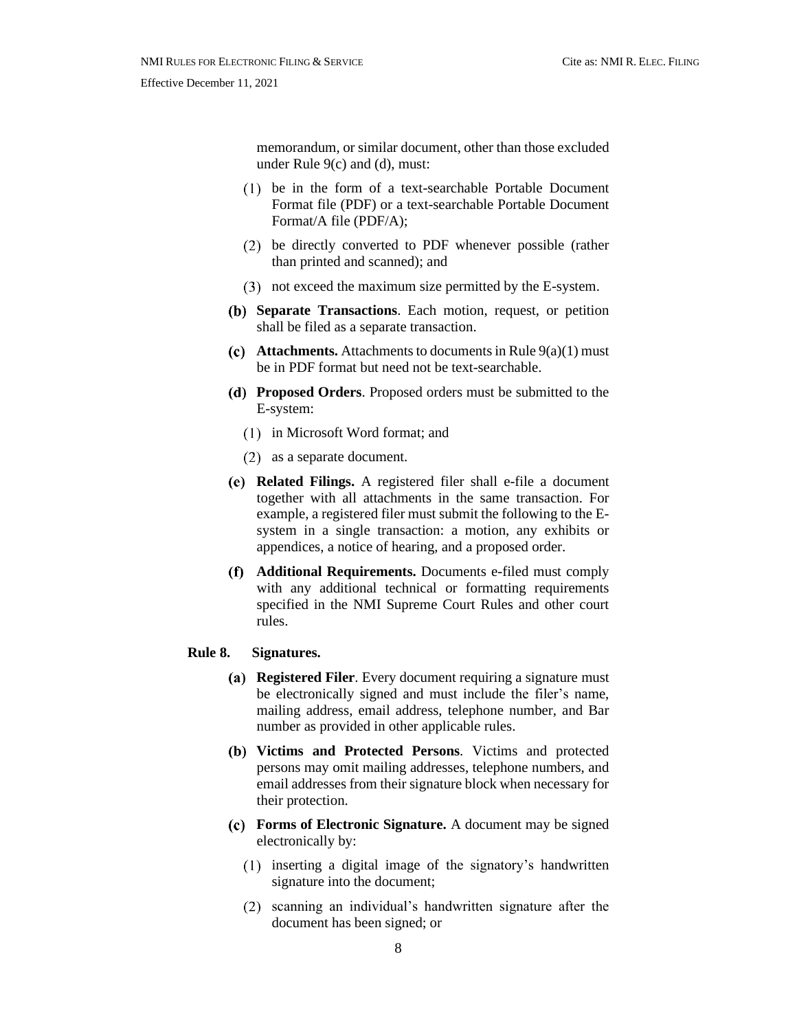memorandum, or similar document, other than those excluded under Rule 9(c) and (d), must:

(1) be in the form of a text-searchable Portable Document Format file (PDF) or a text-searchable Portable Document Format/A file (PDF/A);

(2) be directly converted to PDF whenever possible (rather than printed and scanned); and

(3) not exceed the maximum size permitted by the E-system.

**(b) Separate Transactions**. Each motion, request, or petition shall be filed as a separate transaction.

**(c) Attachments.** Attachments to documents in Rule 9(a)(1) must be in PDF format but need not be text-searchable.

**(d) Proposed Orders**. Proposed orders must be submitted to the E-system:

(1) in Microsoft Word format; and

(2) as a separate document.

**(e) Related Filings.** A registered filer shall e-file a document together with all attachments in the same transaction. For example, a registered filer must submit the following to the E-system in a single transaction: a motion, any exhibits or appendices, a notice of hearing, and a proposed order.

**(f) Additional Requirements.** Documents e-filed must comply with any additional technical or formatting requirements specified in the NMI Supreme Court Rules and other court rules.

**Rule 8. Signatures.**

**(a) Registered Filer**. Every document requiring a signature must be electronically signed and must include the filer's name, mailing address, email address, telephone number, and Bar number as provided in other applicable rules.

**(b) Victims and Protected Persons**. Victims and protected persons may omit mailing addresses, telephone numbers, and email addresses from their signature block when necessary for their protection.

**(c) Forms of Electronic Signature.** A document may be signed electronically by:

(1) inserting a digital image of the signatory's handwritten signature into the document;

(2) scanning an individual's handwritten signature after the document has been signed; or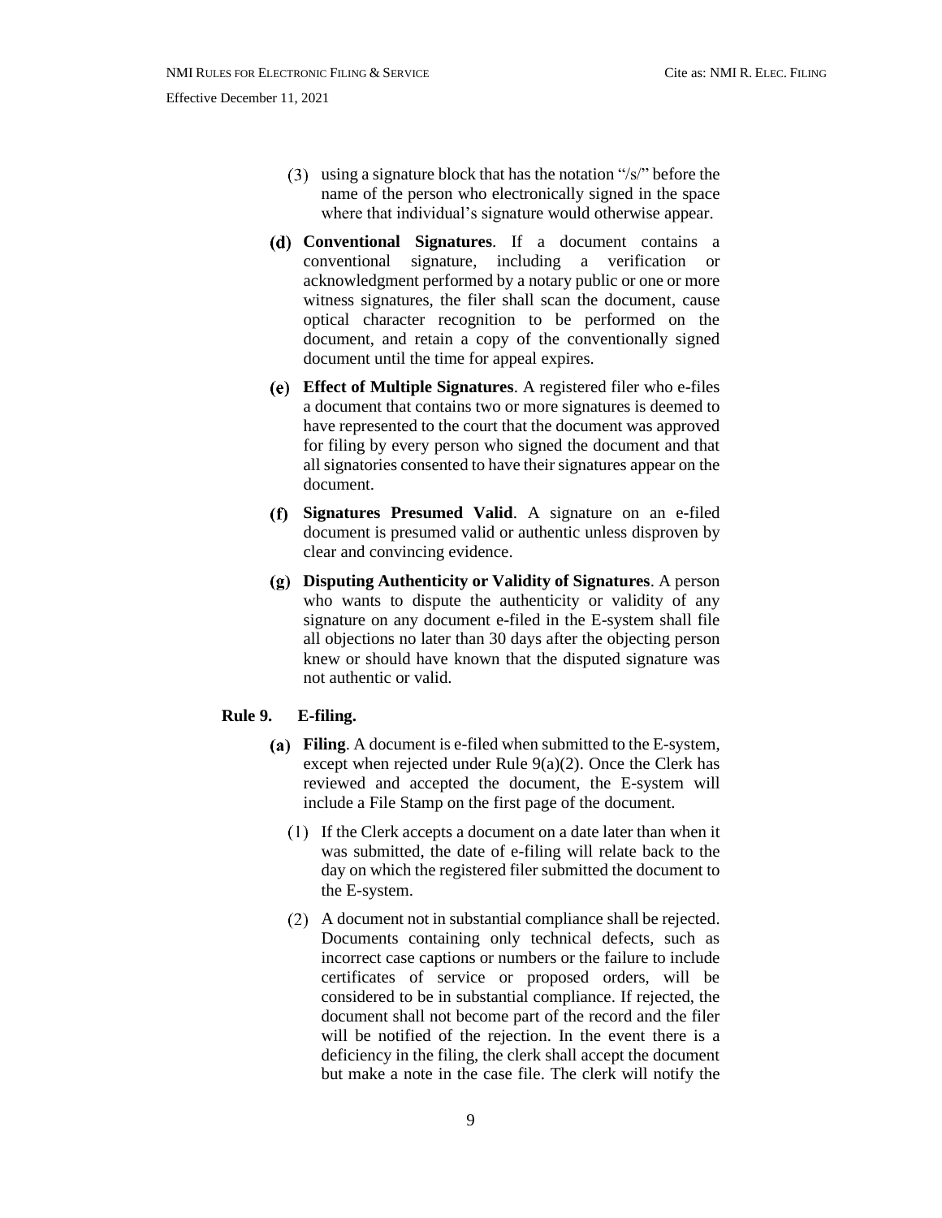(3) using a signature block that has the notation "/s/" before the name of the person who electronically signed in the space where that individual's signature would otherwise appear.

(d) **Conventional Signatures**. If a document contains a conventional signature, including a verification or acknowledgment performed by a notary public or one or more witness signatures, the filer shall scan the document, cause optical character recognition to be performed on the document, and retain a copy of the conventionally signed document until the time for appeal expires.

(e) **Effect of Multiple Signatures**. A registered filer who e-files a document that contains two or more signatures is deemed to have represented to the court that the document was approved for filing by every person who signed the document and that all signatories consented to have their signatures appear on the document.

(f) **Signatures Presumed Valid**. A signature on an e-filed document is presumed valid or authentic unless disproven by clear and convincing evidence.

(g) **Disputing Authenticity or Validity of Signatures**. A person who wants to dispute the authenticity or validity of any signature on any document e-filed in the E-system shall file all objections no later than 30 days after the objecting person knew or should have known that the disputed signature was not authentic or valid.

**Rule 9. E-filing.**

(a) **Filing**. A document is e-filed when submitted to the E-system, except when rejected under Rule 9(a)(2). Once the Clerk has reviewed and accepted the document, the E-system will include a File Stamp on the first page of the document.

(1) If the Clerk accepts a document on a date later than when it was submitted, the date of e-filing will relate back to the day on which the registered filer submitted the document to the E-system.

(2) A document not in substantial compliance shall be rejected. Documents containing only technical defects, such as incorrect case captions or numbers or the failure to include certificates of service or proposed orders, will be considered to be in substantial compliance. If rejected, the document shall not become part of the record and the filer will be notified of the rejection. In the event there is a deficiency in the filing, the clerk shall accept the document but make a note in the case file. The clerk will notify the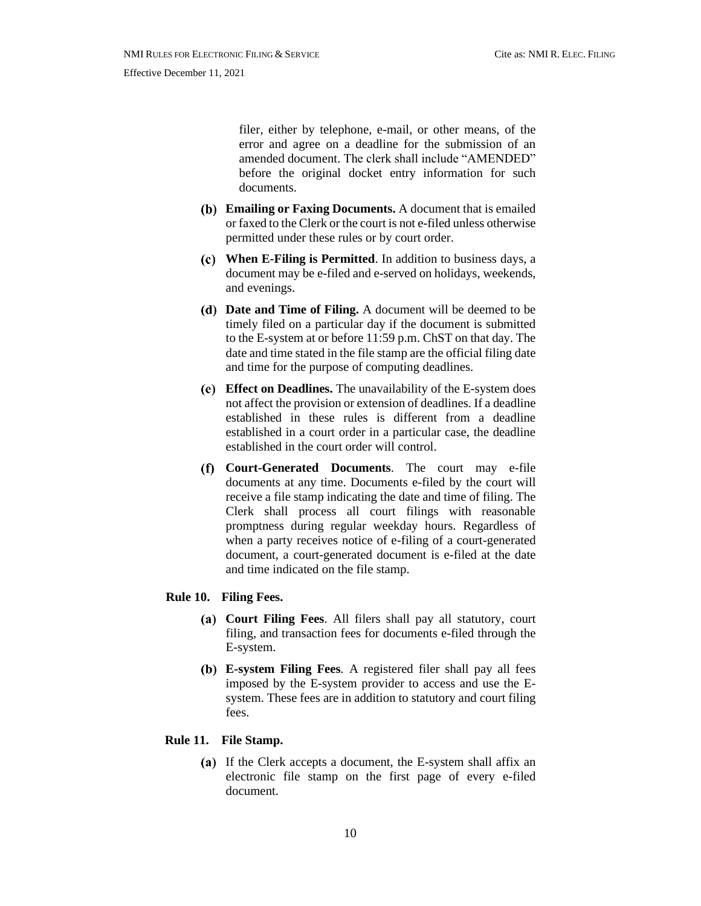filer, either by telephone, e-mail, or other means, of the error and agree on a deadline for the submission of an amended document. The clerk shall include "AMENDED" before the original docket entry information for such documents.

(b) **Emailing or Faxing Documents.** A document that is emailed or faxed to the Clerk or the court is not e-filed unless otherwise permitted under these rules or by court order.

(c) **When E-Filing is Permitted**. In addition to business days, a document may be e-filed and e-served on holidays, weekends, and evenings.

(d) **Date and Time of Filing.** A document will be deemed to be timely filed on a particular day if the document is submitted to the E-system at or before 11:59 p.m. ChST on that day. The date and time stated in the file stamp are the official filing date and time for the purpose of computing deadlines.

(e) **Effect on Deadlines.** The unavailability of the E-system does not affect the provision or extension of deadlines. If a deadline established in these rules is different from a deadline established in a court order in a particular case, the deadline established in the court order will control.

(f) **Court-Generated Documents**. The court may e-file documents at any time. Documents e-filed by the court will receive a file stamp indicating the date and time of filing. The Clerk shall process all court filings with reasonable promptness during regular weekday hours. Regardless of when a party receives notice of e-filing of a court-generated document, a court-generated document is e-filed at the date and time indicated on the file stamp.

## Rule 10. Filing Fees.

(a) **Court Filing Fees**. All filers shall pay all statutory, court filing, and transaction fees for documents e-filed through the E-system.

(b) **E-system Filing Fees**. A registered filer shall pay all fees imposed by the E-system provider to access and use the E-system. These fees are in addition to statutory and court filing fees.

## Rule 11. File Stamp.

(a) If the Clerk accepts a document, the E-system shall affix an electronic file stamp on the first page of every e-filed document.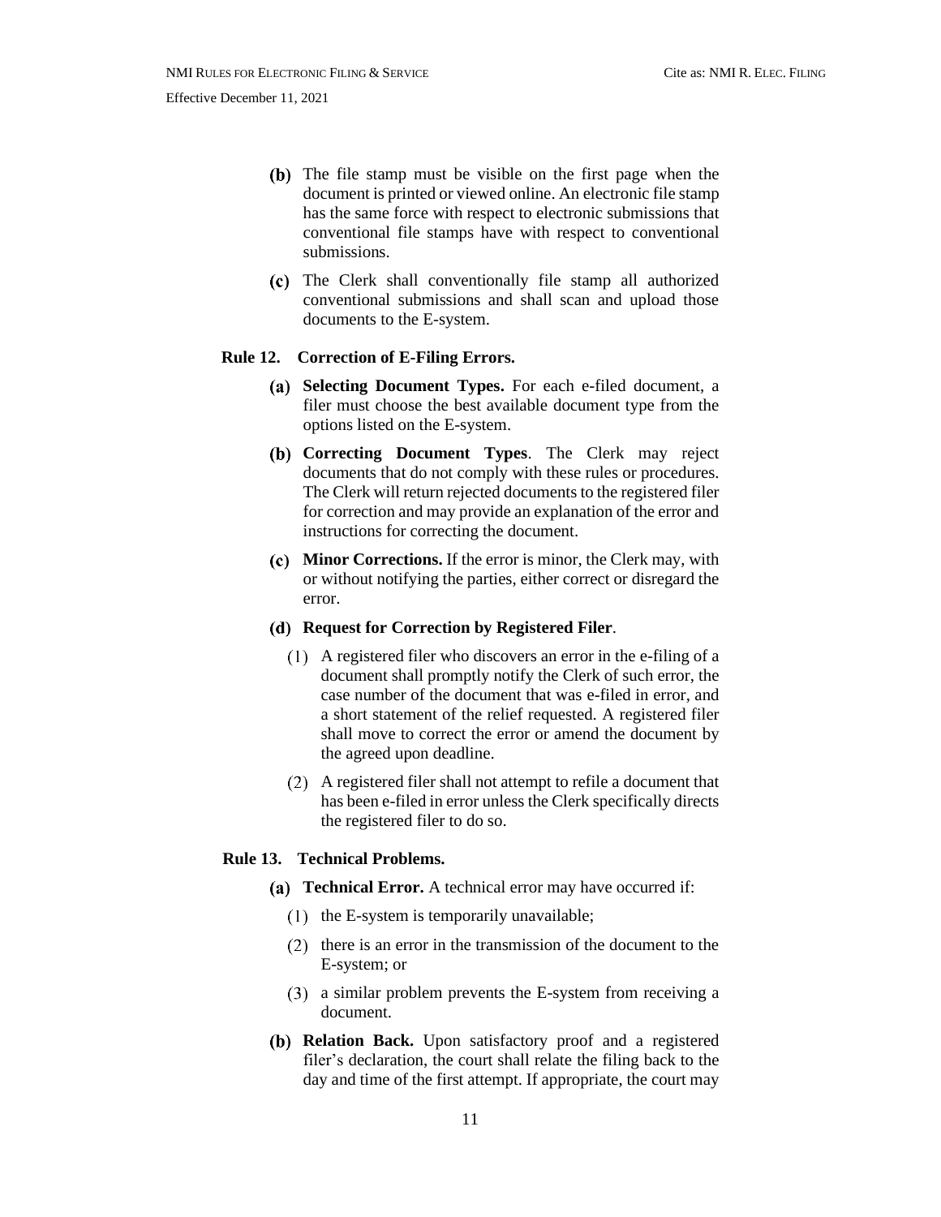(b) The file stamp must be visible on the first page when the document is printed or viewed online. An electronic file stamp has the same force with respect to electronic submissions that conventional file stamps have with respect to conventional submissions.

(c) The Clerk shall conventionally file stamp all authorized conventional submissions and shall scan and upload those documents to the E-system.

### Rule 12. Correction of E-Filing Errors.

(a) **Selecting Document Types.** For each e-filed document, a filer must choose the best available document type from the options listed on the E-system.

(b) **Correcting Document Types**. The Clerk may reject documents that do not comply with these rules or procedures. The Clerk will return rejected documents to the registered filer for correction and may provide an explanation of the error and instructions for correcting the document.

(c) **Minor Corrections.** If the error is minor, the Clerk may, with or without notifying the parties, either correct or disregard the error.

(d) **Request for Correction by Registered Filer**.

(1) A registered filer who discovers an error in the e-filing of a document shall promptly notify the Clerk of such error, the case number of the document that was e-filed in error, and a short statement of the relief requested. A registered filer shall move to correct the error or amend the document by the agreed upon deadline.

(2) A registered filer shall not attempt to refile a document that has been e-filed in error unless the Clerk specifically directs the registered filer to do so.

### Rule 13. Technical Problems.

(a) **Technical Error.** A technical error may have occurred if:

(1) the E-system is temporarily unavailable;

(2) there is an error in the transmission of the document to the E-system; or

(3) a similar problem prevents the E-system from receiving a document.

(b) **Relation Back.** Upon satisfactory proof and a registered filer's declaration, the court shall relate the filing back to the day and time of the first attempt. If appropriate, the court may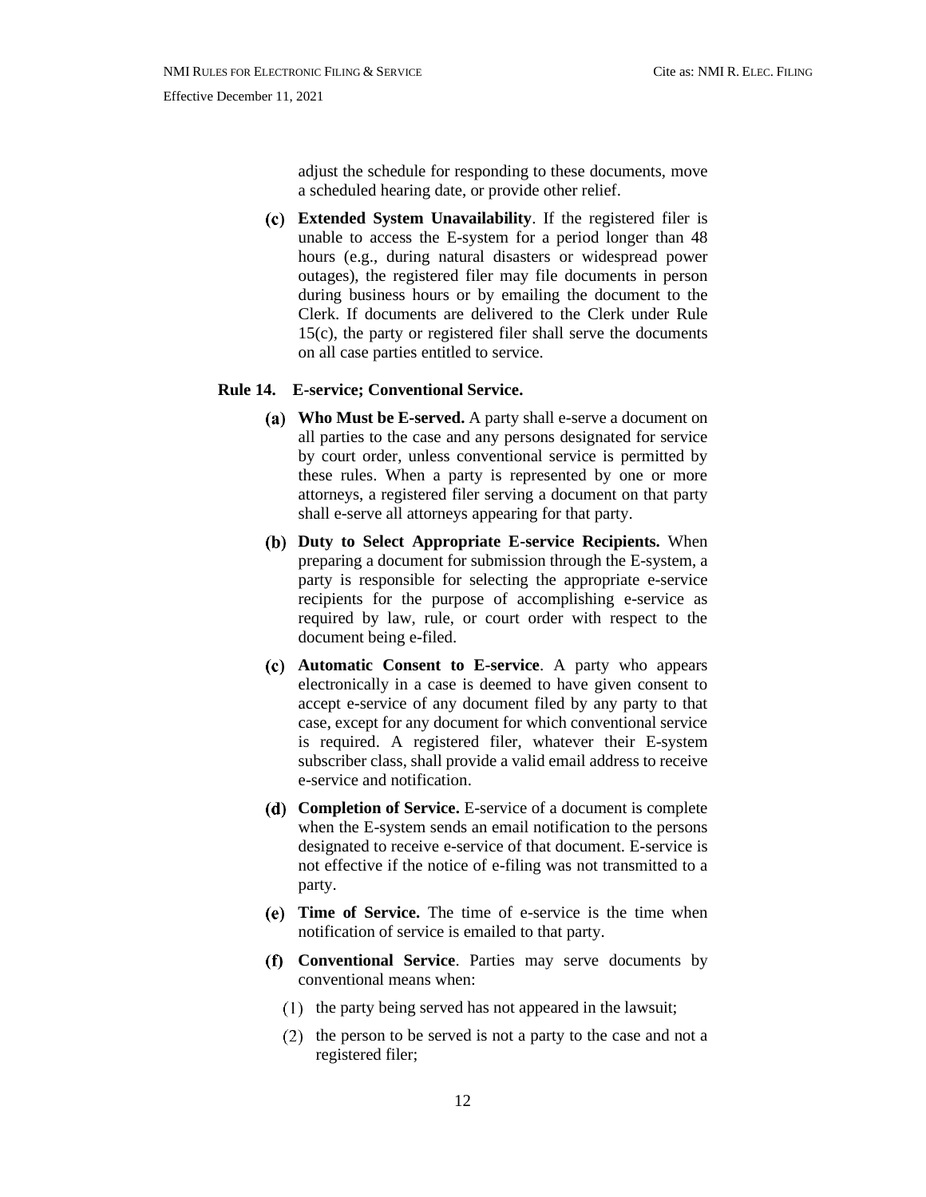adjust the schedule for responding to these documents, move a scheduled hearing date, or provide other relief.

**(c) Extended System Unavailability**. If the registered filer is unable to access the E-system for a period longer than 48 hours (e.g., during natural disasters or widespread power outages), the registered filer may file documents in person during business hours or by emailing the document to the Clerk. If documents are delivered to the Clerk under Rule 15(c), the party or registered filer shall serve the documents on all case parties entitled to service.

### Rule 14. E-service; Conventional Service.

**(a) Who Must be E-served.** A party shall e-serve a document on all parties to the case and any persons designated for service by court order, unless conventional service is permitted by these rules. When a party is represented by one or more attorneys, a registered filer serving a document on that party shall e-serve all attorneys appearing for that party.

**(b) Duty to Select Appropriate E-service Recipients.** When preparing a document for submission through the E-system, a party is responsible for selecting the appropriate e-service recipients for the purpose of accomplishing e-service as required by law, rule, or court order with respect to the document being e-filed.

**(c) Automatic Consent to E-service**. A party who appears electronically in a case is deemed to have given consent to accept e-service of any document filed by any party to that case, except for any document for which conventional service is required. A registered filer, whatever their E-system subscriber class, shall provide a valid email address to receive e-service and notification.

**(d) Completion of Service.** E-service of a document is complete when the E-system sends an email notification to the persons designated to receive e-service of that document. E-service is not effective if the notice of e-filing was not transmitted to a party.

**(e) Time of Service.** The time of e-service is the time when notification of service is emailed to that party.

**(f) Conventional Service**. Parties may serve documents by conventional means when:

(1) the party being served has not appeared in the lawsuit;

(2) the person to be served is not a party to the case and not a registered filer;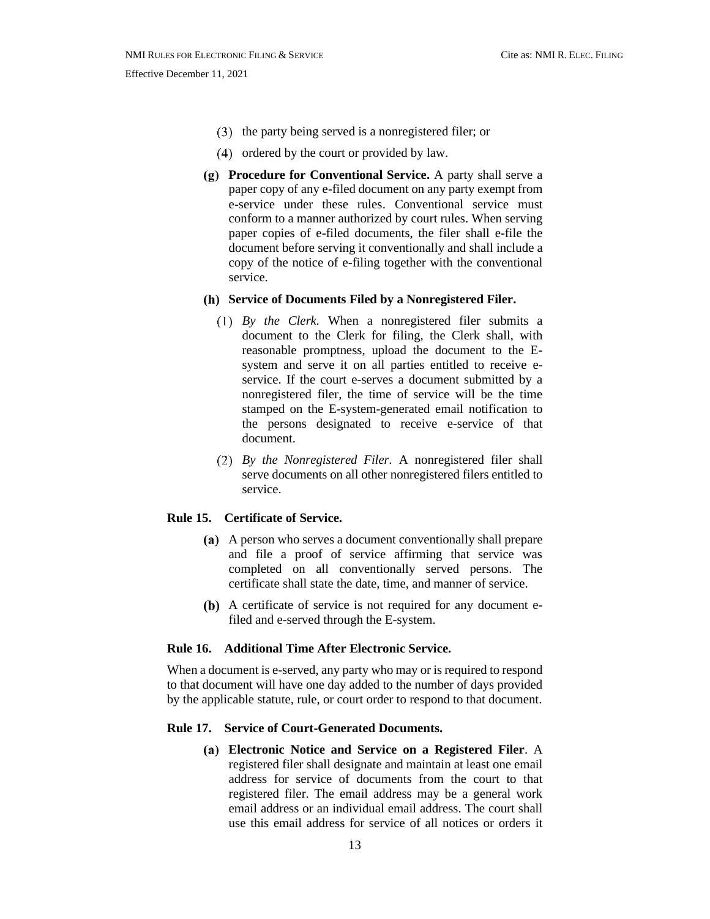(3) the party being served is a nonregistered filer; or

(4) ordered by the court or provided by law.

**(g) Procedure for Conventional Service.** A party shall serve a paper copy of any e-filed document on any party exempt from e-service under these rules. Conventional service must conform to a manner authorized by court rules. When serving paper copies of e-filed documents, the filer shall e-file the document before serving it conventionally and shall include a copy of the notice of e-filing together with the conventional service.

**(h) Service of Documents Filed by a Nonregistered Filer.**

(1) *By the Clerk.* When a nonregistered filer submits a document to the Clerk for filing, the Clerk shall, with reasonable promptness, upload the document to the E-system and serve it on all parties entitled to receive e-service. If the court e-serves a document submitted by a nonregistered filer, the time of service will be the time stamped on the E-system-generated email notification to the persons designated to receive e-service of that document.

(2) *By the Nonregistered Filer.* A nonregistered filer shall serve documents on all other nonregistered filers entitled to service.

### Rule 15. Certificate of Service.

(a) A person who serves a document conventionally shall prepare and file a proof of service affirming that service was completed on all conventionally served persons. The certificate shall state the date, time, and manner of service.

(b) A certificate of service is not required for any document e-filed and e-served through the E-system.

### Rule 16. Additional Time After Electronic Service.

When a document is e-served, any party who may or is required to respond to that document will have one day added to the number of days provided by the applicable statute, rule, or court order to respond to that document.

### Rule 17. Service of Court-Generated Documents.

**(a) Electronic Notice and Service on a Registered Filer**. A registered filer shall designate and maintain at least one email address for service of documents from the court to that registered filer. The email address may be a general work email address or an individual email address. The court shall use this email address for service of all notices or orders it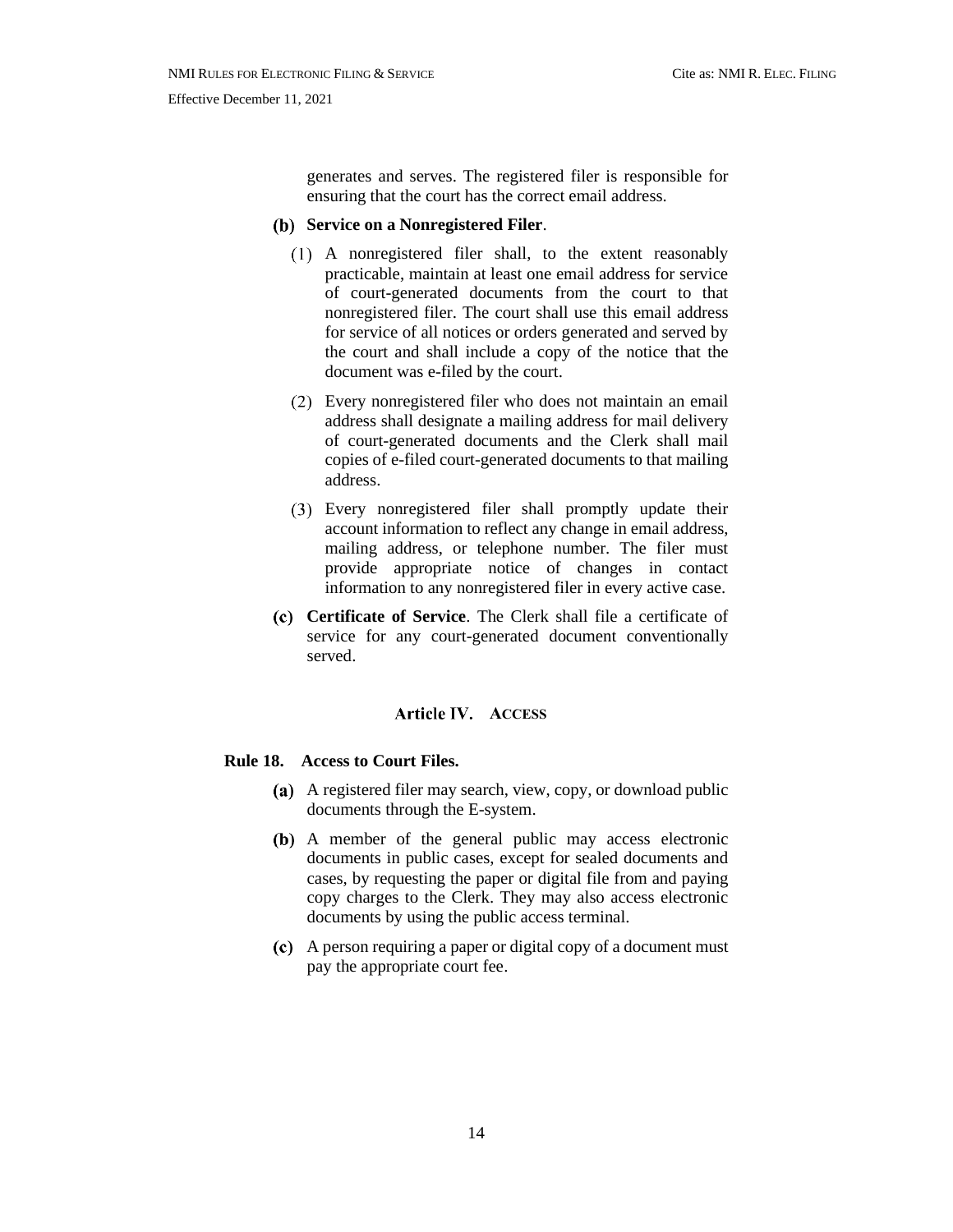generates and serves. The registered filer is responsible for ensuring that the court has the correct email address.

**(b) Service on a Nonregistered Filer**.

(1) A nonregistered filer shall, to the extent reasonably practicable, maintain at least one email address for service of court-generated documents from the court to that nonregistered filer. The court shall use this email address for service of all notices or orders generated and served by the court and shall include a copy of the notice that the document was e-filed by the court.

(2) Every nonregistered filer who does not maintain an email address shall designate a mailing address for mail delivery of court-generated documents and the Clerk shall mail copies of e-filed court-generated documents to that mailing address.

(3) Every nonregistered filer shall promptly update their account information to reflect any change in email address, mailing address, or telephone number. The filer must provide appropriate notice of changes in contact information to any nonregistered filer in every active case.

**(c) Certificate of Service**. The Clerk shall file a certificate of service for any court-generated document conventionally served.

## Article IV. ACCESS

### Rule 18. Access to Court Files.

**(a)** A registered filer may search, view, copy, or download public documents through the E-system.

**(b)** A member of the general public may access electronic documents in public cases, except for sealed documents and cases, by requesting the paper or digital file from and paying copy charges to the Clerk. They may also access electronic documents by using the public access terminal.

**(c)** A person requiring a paper or digital copy of a document must pay the appropriate court fee.